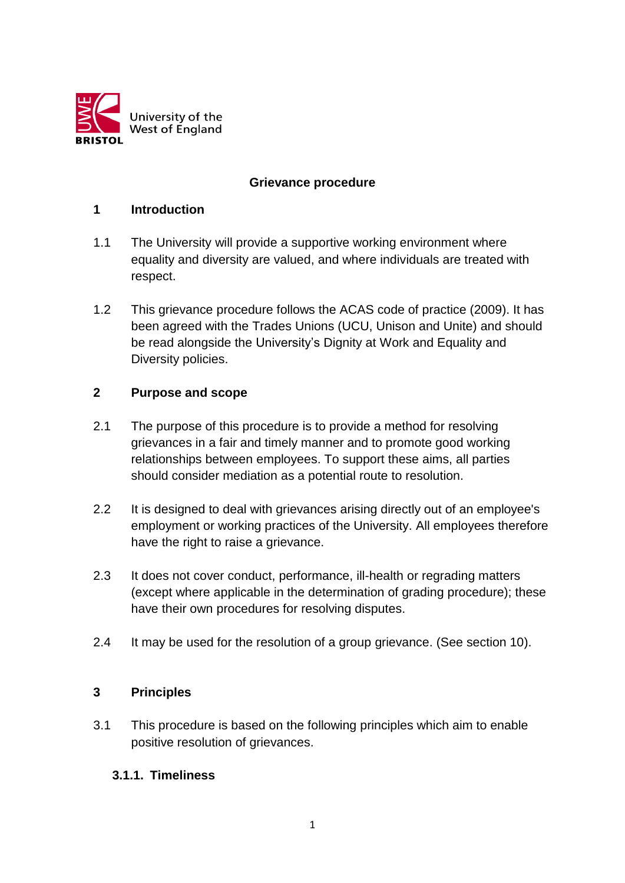University of the West of England

BRISTOL

# Grievance procedure

## 1 Introduction

1.1 The University will provide a supportive working environment where equality and diversity are valued, and where individuals are treated with respect.

1.2 This grievance procedure follows the ACAS code of practice (2009). It has been agreed with the Trades Unions (UCU, Unison and Unite) and should be read alongside the University's Dignity at Work and Equality and Diversity policies.

## 2 Purpose and scope

2.1 The purpose of this procedure is to provide a method for resolving grievances in a fair and timely manner and to promote good working relationships between employees. To support these aims, all parties should consider mediation as a potential route to resolution.

2.2 It is designed to deal with grievances arising directly out of an employee's employment or working practices of the University. All employees therefore have the right to raise a grievance.

2.3 It does not cover conduct, performance, ill-health or regrading matters (except where applicable in the determination of grading procedure); these have their own procedures for resolving disputes.

2.4 It may be used for the resolution of a group grievance. (See section 10).

## 3 Principles

3.1 This procedure is based on the following principles which aim to enable positive resolution of grievances.

### 3.1.1. Timeliness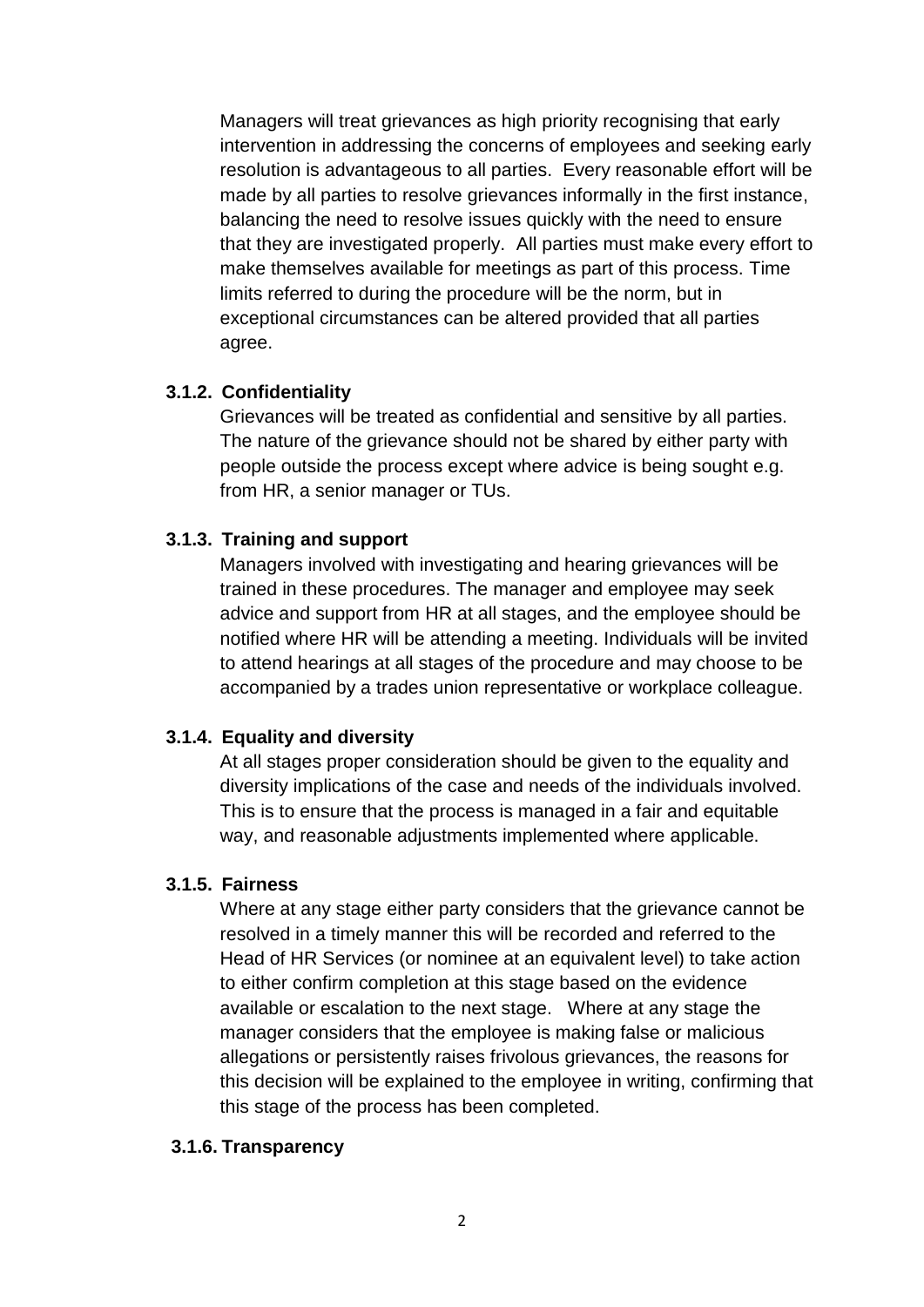Managers will treat grievances as high priority recognising that early intervention in addressing the concerns of employees and seeking early resolution is advantageous to all parties. Every reasonable effort will be made by all parties to resolve grievances informally in the first instance, balancing the need to resolve issues quickly with the need to ensure that they are investigated properly. All parties must make every effort to make themselves available for meetings as part of this process. Time limits referred to during the procedure will be the norm, but in exceptional circumstances can be altered provided that all parties agree.

#### 3.1.2. Confidentiality

Grievances will be treated as confidential and sensitive by all parties. The nature of the grievance should not be shared by either party with people outside the process except where advice is being sought e.g. from HR, a senior manager or TUs.

#### 3.1.3. Training and support

Managers involved with investigating and hearing grievances will be trained in these procedures. The manager and employee may seek advice and support from HR at all stages, and the employee should be notified where HR will be attending a meeting. Individuals will be invited to attend hearings at all stages of the procedure and may choose to be accompanied by a trades union representative or workplace colleague.

#### 3.1.4. Equality and diversity

At all stages proper consideration should be given to the equality and diversity implications of the case and needs of the individuals involved. This is to ensure that the process is managed in a fair and equitable way, and reasonable adjustments implemented where applicable.

#### 3.1.5. Fairness

Where at any stage either party considers that the grievance cannot be resolved in a timely manner this will be recorded and referred to the Head of HR Services (or nominee at an equivalent level) to take action to either confirm completion at this stage based on the evidence available or escalation to the next stage. Where at any stage the manager considers that the employee is making false or malicious allegations or persistently raises frivolous grievances, the reasons for this decision will be explained to the employee in writing, confirming that this stage of the process has been completed.

#### 3.1.6. Transparency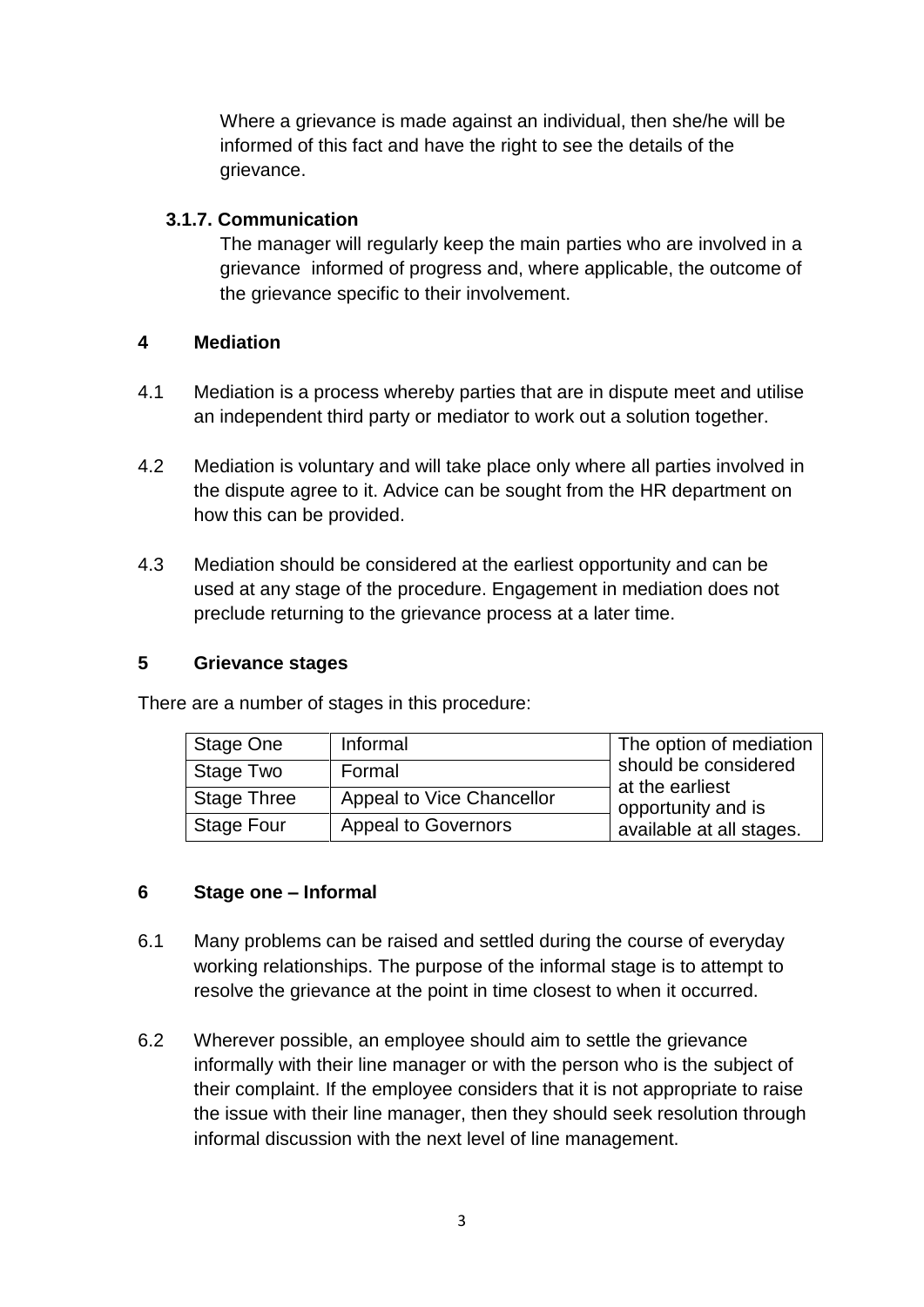Where a grievance is made against an individual, then she/he will be informed of this fact and have the right to see the details of the grievance.

### 3.1.7. Communication

The manager will regularly keep the main parties who are involved in a grievance informed of progress and, where applicable, the outcome of the grievance specific to their involvement.

## 4 Mediation

4.1 Mediation is a process whereby parties that are in dispute meet and utilise an independent third party or mediator to work out a solution together.

4.2 Mediation is voluntary and will take place only where all parties involved in the dispute agree to it. Advice can be sought from the HR department on how this can be provided.

4.3 Mediation should be considered at the earliest opportunity and can be used at any stage of the procedure. Engagement in mediation does not preclude returning to the grievance process at a later time.

## 5 Grievance stages

There are a number of stages in this procedure:

| | | |
|---|---|---|
| Stage One | Informal | The option of mediation should be considered at the earliest opportunity and is available at all stages. |
| Stage Two | Formal | |
| Stage Three | Appeal to Vice Chancellor | |
| Stage Four | Appeal to Governors | |

## 6 Stage one – Informal

6.1 Many problems can be raised and settled during the course of everyday working relationships. The purpose of the informal stage is to attempt to resolve the grievance at the point in time closest to when it occurred.

6.2 Wherever possible, an employee should aim to settle the grievance informally with their line manager or with the person who is the subject of their complaint. If the employee considers that it is not appropriate to raise the issue with their line manager, then they should seek resolution through informal discussion with the next level of line management.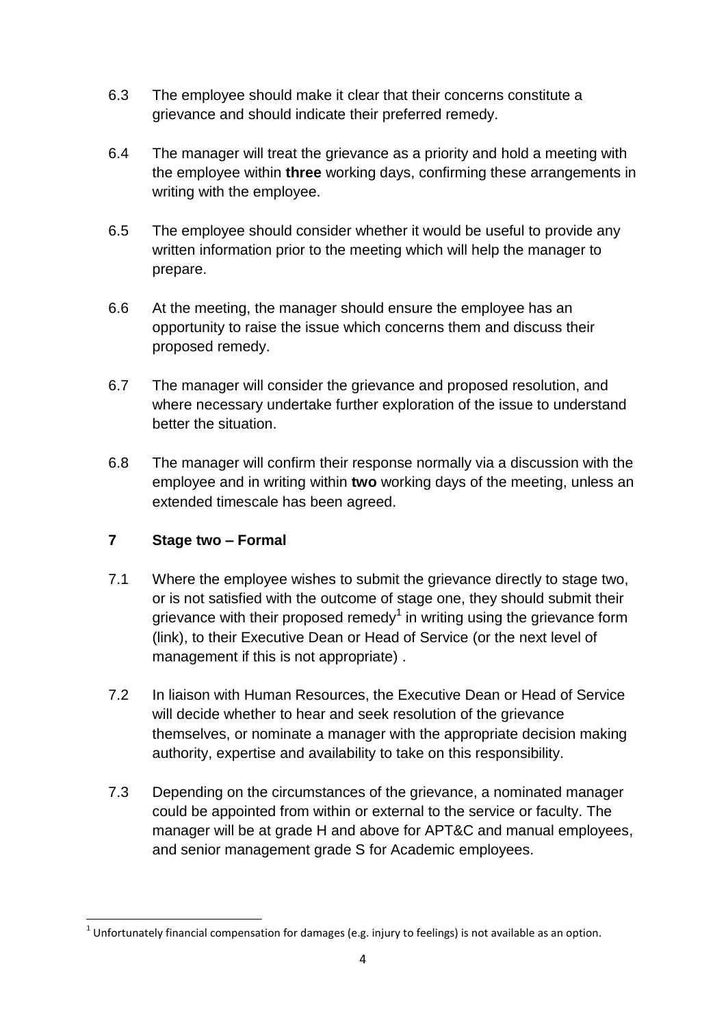6.3 The employee should make it clear that their concerns constitute a grievance and should indicate their preferred remedy.

6.4 The manager will treat the grievance as a priority and hold a meeting with the employee within **three** working days, confirming these arrangements in writing with the employee.

6.5 The employee should consider whether it would be useful to provide any written information prior to the meeting which will help the manager to prepare.

6.6 At the meeting, the manager should ensure the employee has an opportunity to raise the issue which concerns them and discuss their proposed remedy.

6.7 The manager will consider the grievance and proposed resolution, and where necessary undertake further exploration of the issue to understand better the situation.

6.8 The manager will confirm their response normally via a discussion with the employee and in writing within **two** working days of the meeting, unless an extended timescale has been agreed.

## 7 Stage two – Formal

7.1 Where the employee wishes to submit the grievance directly to stage two, or is not satisfied with the outcome of stage one, they should submit their grievance with their proposed remedy[1] in writing using the grievance form (link), to their Executive Dean or Head of Service (or the next level of management if this is not appropriate) .

7.2 In liaison with Human Resources, the Executive Dean or Head of Service will decide whether to hear and seek resolution of the grievance themselves, or nominate a manager with the appropriate decision making authority, expertise and availability to take on this responsibility.

7.3 Depending on the circumstances of the grievance, a nominated manager could be appointed from within or external to the service or faculty. The manager will be at grade H and above for APT&C and manual employees, and senior management grade S for Academic employees.

---

[1] Unfortunately financial compensation for damages (e.g. injury to feelings) is not available as an option.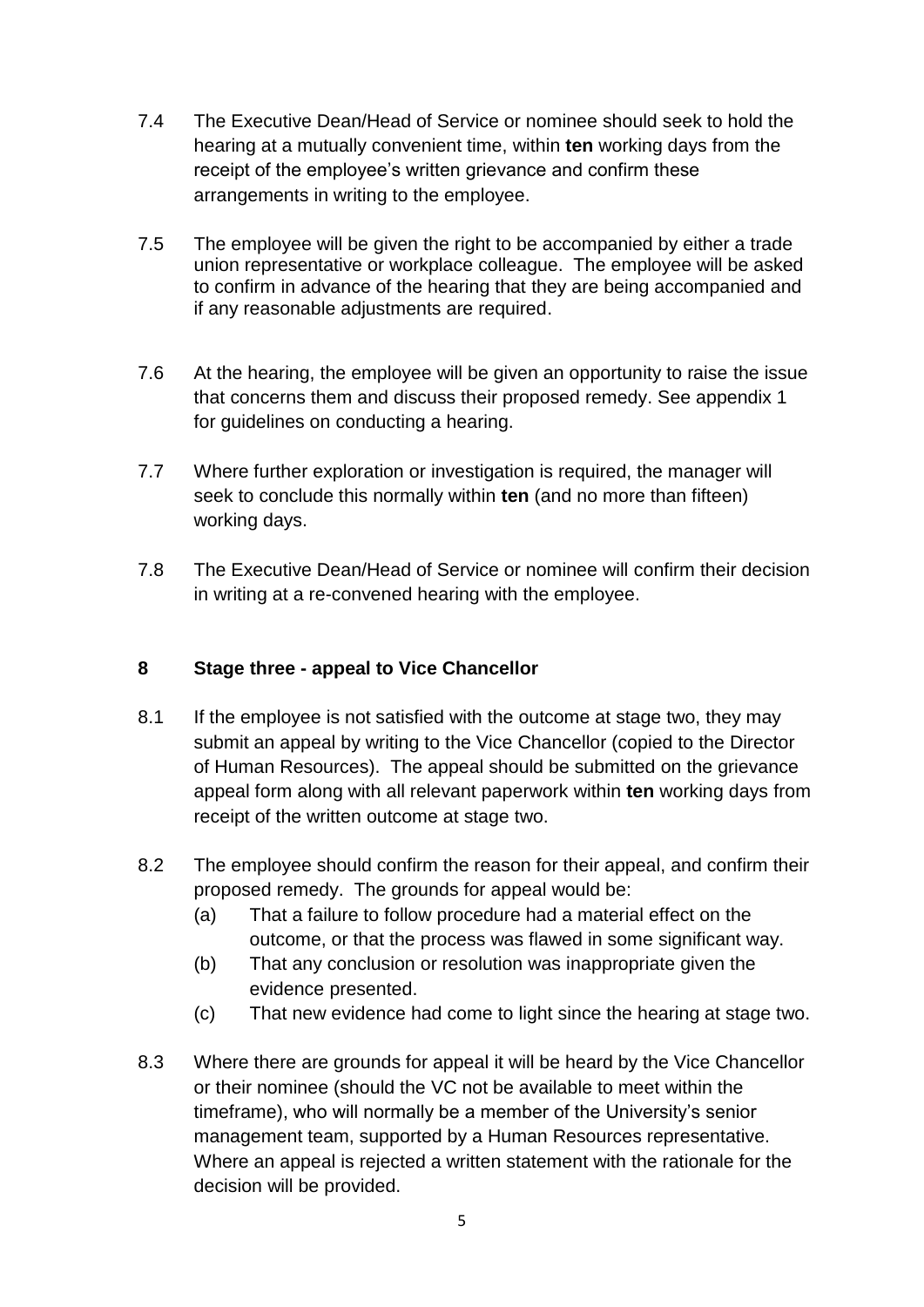7.4 The Executive Dean/Head of Service or nominee should seek to hold the hearing at a mutually convenient time, within **ten** working days from the receipt of the employee's written grievance and confirm these arrangements in writing to the employee.

7.5 The employee will be given the right to be accompanied by either a trade union representative or workplace colleague. The employee will be asked to confirm in advance of the hearing that they are being accompanied and if any reasonable adjustments are required.

7.6 At the hearing, the employee will be given an opportunity to raise the issue that concerns them and discuss their proposed remedy. See appendix 1 for guidelines on conducting a hearing.

7.7 Where further exploration or investigation is required, the manager will seek to conclude this normally within **ten** (and no more than fifteen) working days.

7.8 The Executive Dean/Head of Service or nominee will confirm their decision in writing at a re-convened hearing with the employee.

## 8 Stage three - appeal to Vice Chancellor

8.1 If the employee is not satisfied with the outcome at stage two, they may submit an appeal by writing to the Vice Chancellor (copied to the Director of Human Resources). The appeal should be submitted on the grievance appeal form along with all relevant paperwork within **ten** working days from receipt of the written outcome at stage two.

8.2 The employee should confirm the reason for their appeal, and confirm their proposed remedy. The grounds for appeal would be:

- (a) That a failure to follow procedure had a material effect on the outcome, or that the process was flawed in some significant way.
- (b) That any conclusion or resolution was inappropriate given the evidence presented.
- (c) That new evidence had come to light since the hearing at stage two.

8.3 Where there are grounds for appeal it will be heard by the Vice Chancellor or their nominee (should the VC not be available to meet within the timeframe), who will normally be a member of the University's senior management team, supported by a Human Resources representative. Where an appeal is rejected a written statement with the rationale for the decision will be provided.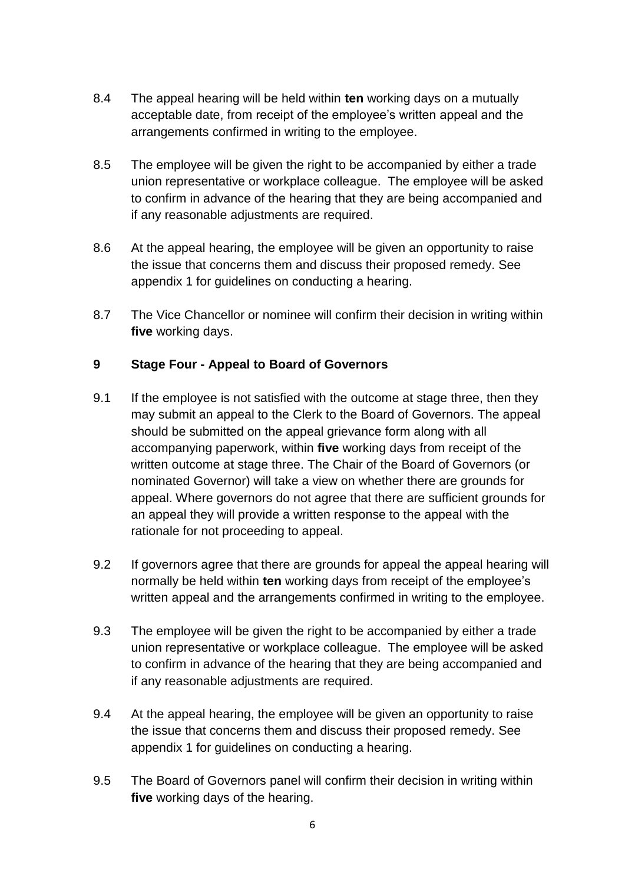8.4 The appeal hearing will be held within **ten** working days on a mutually acceptable date, from receipt of the employee's written appeal and the arrangements confirmed in writing to the employee.

8.5 The employee will be given the right to be accompanied by either a trade union representative or workplace colleague. The employee will be asked to confirm in advance of the hearing that they are being accompanied and if any reasonable adjustments are required.

8.6 At the appeal hearing, the employee will be given an opportunity to raise the issue that concerns them and discuss their proposed remedy. See appendix 1 for guidelines on conducting a hearing.

8.7 The Vice Chancellor or nominee will confirm their decision in writing within **five** working days.

## 9 Stage Four - Appeal to Board of Governors

9.1 If the employee is not satisfied with the outcome at stage three, then they may submit an appeal to the Clerk to the Board of Governors. The appeal should be submitted on the appeal grievance form along with all accompanying paperwork, within **five** working days from receipt of the written outcome at stage three. The Chair of the Board of Governors (or nominated Governor) will take a view on whether there are grounds for appeal. Where governors do not agree that there are sufficient grounds for an appeal they will provide a written response to the appeal with the rationale for not proceeding to appeal.

9.2 If governors agree that there are grounds for appeal the appeal hearing will normally be held within **ten** working days from receipt of the employee's written appeal and the arrangements confirmed in writing to the employee.

9.3 The employee will be given the right to be accompanied by either a trade union representative or workplace colleague. The employee will be asked to confirm in advance of the hearing that they are being accompanied and if any reasonable adjustments are required.

9.4 At the appeal hearing, the employee will be given an opportunity to raise the issue that concerns them and discuss their proposed remedy. See appendix 1 for guidelines on conducting a hearing.

9.5 The Board of Governors panel will confirm their decision in writing within **five** working days of the hearing.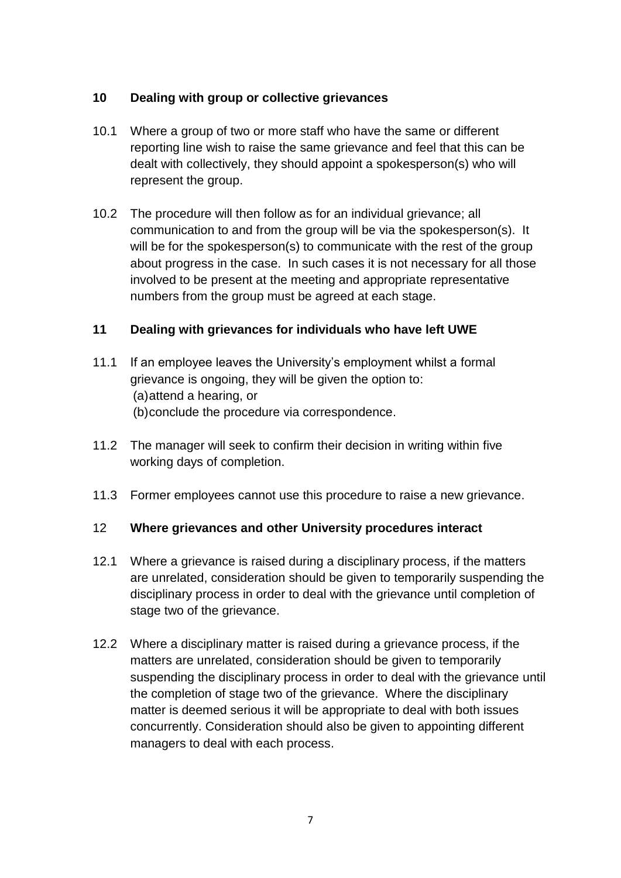## 10 Dealing with group or collective grievances

10.1 Where a group of two or more staff who have the same or different reporting line wish to raise the same grievance and feel that this can be dealt with collectively, they should appoint a spokesperson(s) who will represent the group.

10.2 The procedure will then follow as for an individual grievance; all communication to and from the group will be via the spokesperson(s). It will be for the spokesperson(s) to communicate with the rest of the group about progress in the case. In such cases it is not necessary for all those involved to be present at the meeting and appropriate representative numbers from the group must be agreed at each stage.

## 11 Dealing with grievances for individuals who have left UWE

11.1 If an employee leaves the University's employment whilst a formal grievance is ongoing, they will be given the option to:
(a) attend a hearing, or
(b) conclude the procedure via correspondence.

11.2 The manager will seek to confirm their decision in writing within five working days of completion.

11.3 Former employees cannot use this procedure to raise a new grievance.

## 12 Where grievances and other University procedures interact

12.1 Where a grievance is raised during a disciplinary process, if the matters are unrelated, consideration should be given to temporarily suspending the disciplinary process in order to deal with the grievance until completion of stage two of the grievance.

12.2 Where a disciplinary matter is raised during a grievance process, if the matters are unrelated, consideration should be given to temporarily suspending the disciplinary process in order to deal with the grievance until the completion of stage two of the grievance. Where the disciplinary matter is deemed serious it will be appropriate to deal with both issues concurrently. Consideration should also be given to appointing different managers to deal with each process.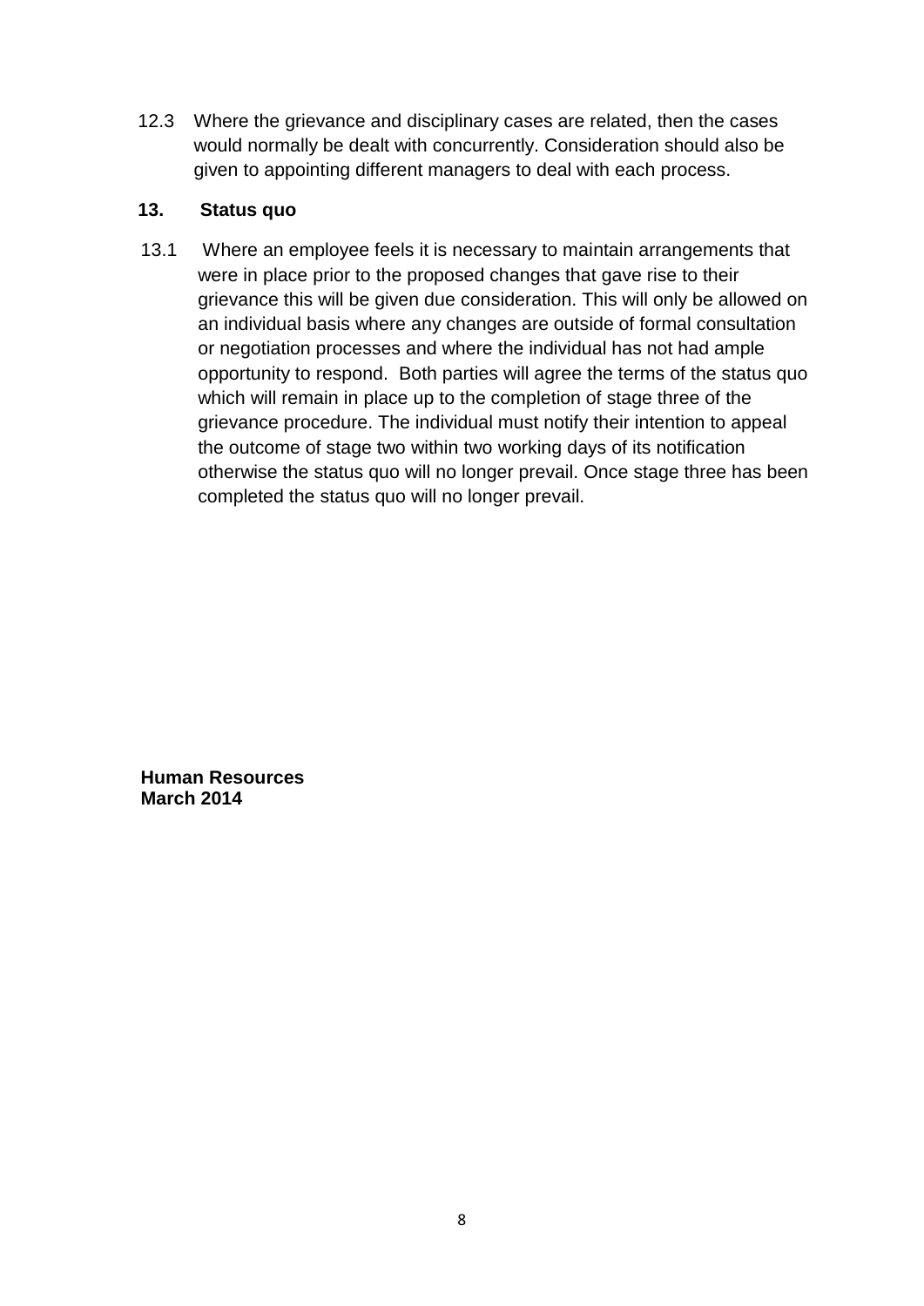12.3 Where the grievance and disciplinary cases are related, then the cases would normally be dealt with concurrently. Consideration should also be given to appointing different managers to deal with each process.

## 13. Status quo

13.1 Where an employee feels it is necessary to maintain arrangements that were in place prior to the proposed changes that gave rise to their grievance this will be given due consideration. This will only be allowed on an individual basis where any changes are outside of formal consultation or negotiation processes and where the individual has not had ample opportunity to respond. Both parties will agree the terms of the status quo which will remain in place up to the completion of stage three of the grievance procedure. The individual must notify their intention to appeal the outcome of stage two within two working days of its notification otherwise the status quo will no longer prevail. Once stage three has been completed the status quo will no longer prevail.

**Human Resources**
**March 2014**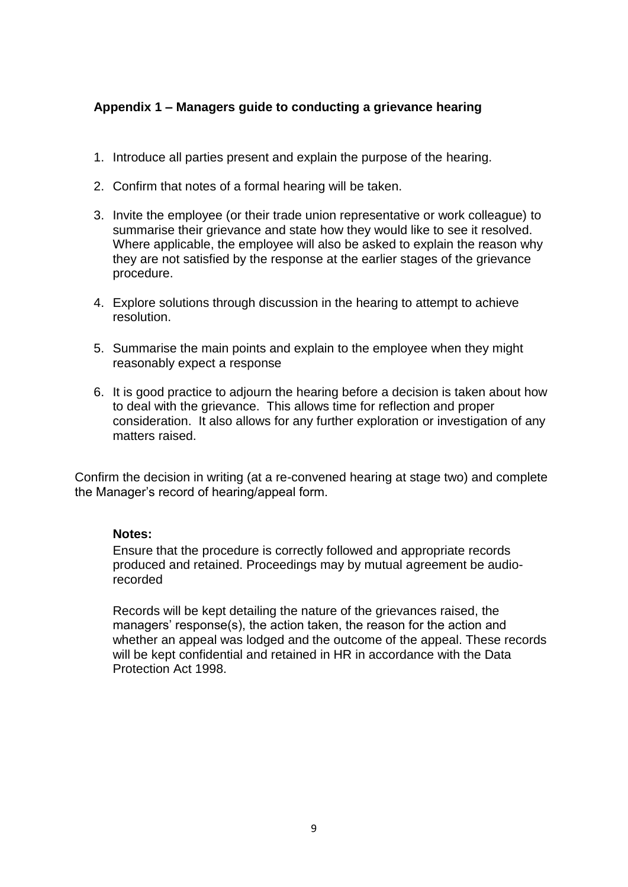### Appendix 1 – Managers guide to conducting a grievance hearing

1. Introduce all parties present and explain the purpose of the hearing.

2. Confirm that notes of a formal hearing will be taken.

3. Invite the employee (or their trade union representative or work colleague) to summarise their grievance and state how they would like to see it resolved. Where applicable, the employee will also be asked to explain the reason why they are not satisfied by the response at the earlier stages of the grievance procedure.

4. Explore solutions through discussion in the hearing to attempt to achieve resolution.

5. Summarise the main points and explain to the employee when they might reasonably expect a response

6. It is good practice to adjourn the hearing before a decision is taken about how to deal with the grievance. This allows time for reflection and proper consideration. It also allows for any further exploration or investigation of any matters raised.

Confirm the decision in writing (at a re-convened hearing at stage two) and complete the Manager's record of hearing/appeal form.

**Notes:**

Ensure that the procedure is correctly followed and appropriate records produced and retained. Proceedings may by mutual agreement be audio-recorded

Records will be kept detailing the nature of the grievances raised, the managers' response(s), the action taken, the reason for the action and whether an appeal was lodged and the outcome of the appeal. These records will be kept confidential and retained in HR in accordance with the Data Protection Act 1998.